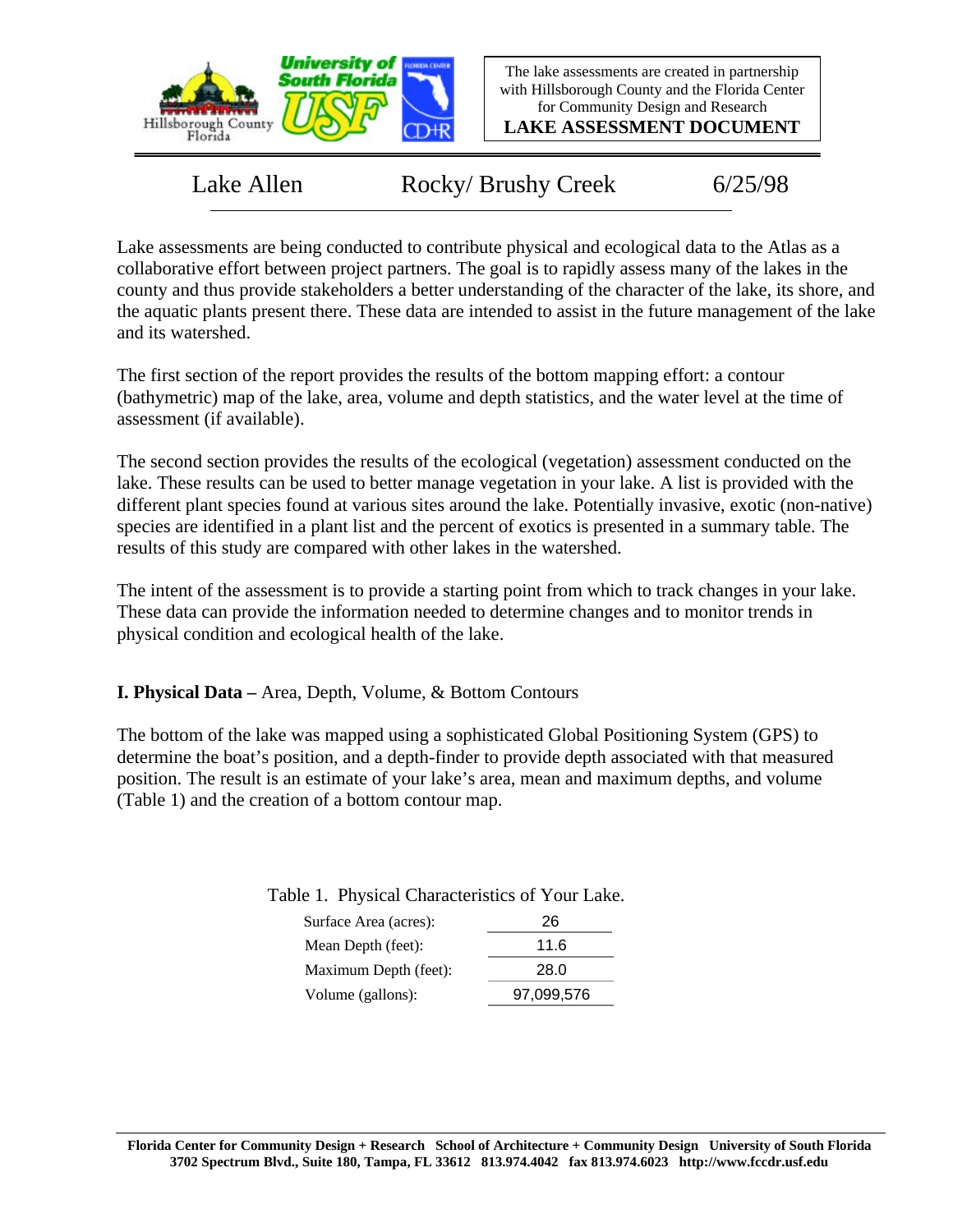The lake assessments are created in partnership with Hillsborough County and the Florida Center for Community Design and Research

**LAKE ASSESSMENT DOCUMENT**

# Lake Allen    Rocky/ Brushy Creek    6/25/98

Lake assessments are being conducted to contribute physical and ecological data to the Atlas as a collaborative effort between project partners. The goal is to rapidly assess many of the lakes in the county and thus provide stakeholders a better understanding of the character of the lake, its shore, and the aquatic plants present there. These data are intended to assist in the future management of the lake and its watershed.

The first section of the report provides the results of the bottom mapping effort: a contour (bathymetric) map of the lake, area, volume and depth statistics, and the water level at the time of assessment (if available).

The second section provides the results of the ecological (vegetation) assessment conducted on the lake. These results can be used to better manage vegetation in your lake. A list is provided with the different plant species found at various sites around the lake. Potentially invasive, exotic (non-native) species are identified in a plant list and the percent of exotics is presented in a summary table. The results of this study are compared with other lakes in the watershed.

The intent of the assessment is to provide a starting point from which to track changes in your lake. These data can provide the information needed to determine changes and to monitor trends in physical condition and ecological health of the lake.

## I. Physical Data – Area, Depth, Volume, & Bottom Contours

The bottom of the lake was mapped using a sophisticated Global Positioning System (GPS) to determine the boat's position, and a depth-finder to provide depth associated with that measured position. The result is an estimate of your lake's area, mean and maximum depths, and volume (Table 1) and the creation of a bottom contour map.

Table 1. Physical Characteristics of Your Lake.

| | |
|---|---|
| Surface Area (acres): | 26 |
| Mean Depth (feet): | 11.6 |
| Maximum Depth (feet): | 28.0 |
| Volume (gallons): | 97,099,576 |

Florida Center for Community Design + Research School of Architecture + Community Design University of South Florida
3702 Spectrum Blvd., Suite 180, Tampa, FL 33612 813.974.4042 fax 813.974.6023 http://www.fccdr.usf.edu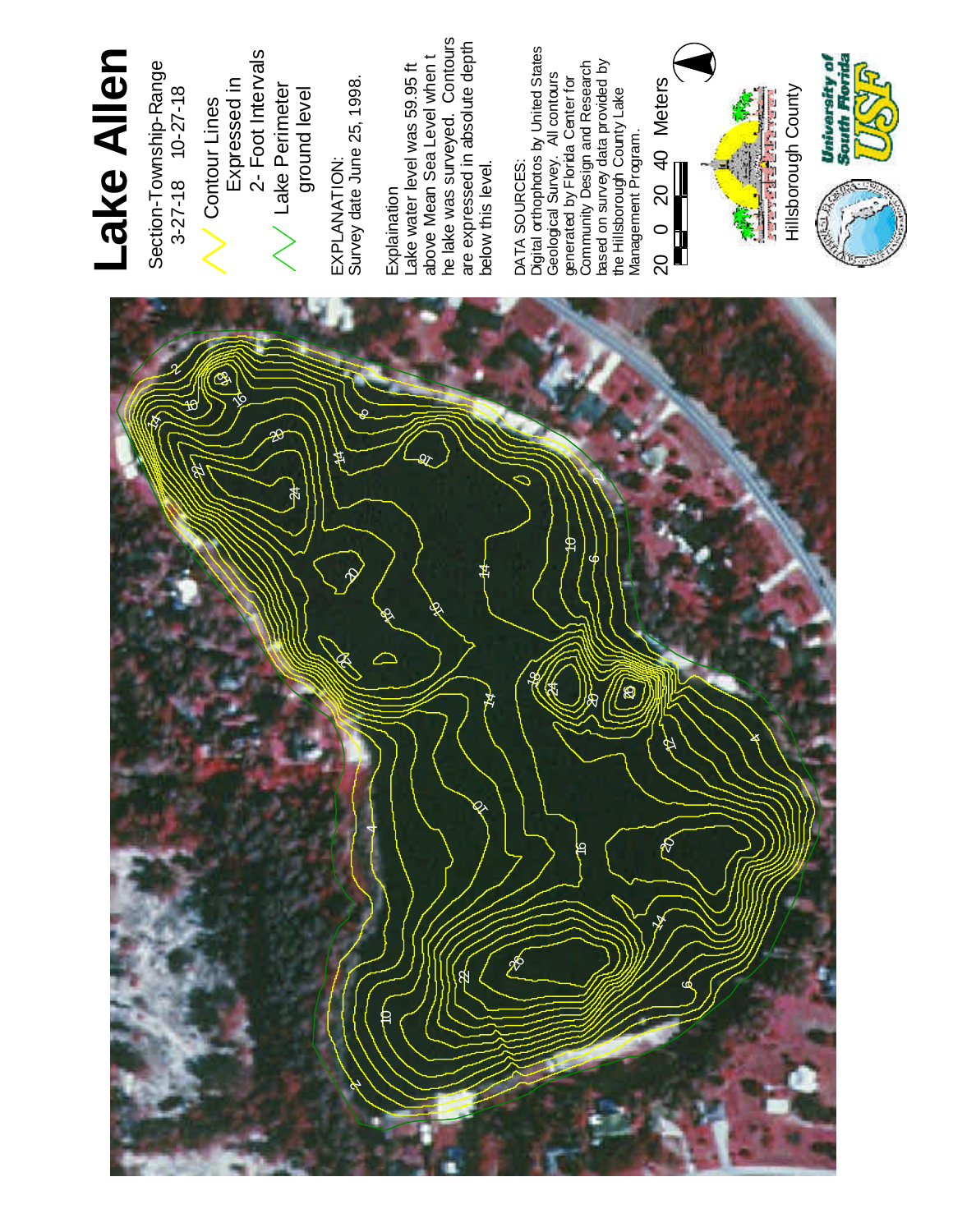# Lake Allen

Section-Township-Range
3-27-18 10-27-18

Contour Lines Expressed in 2- Foot Intervals

Lake Perimeter ground level

EXPLANATION:
Survey date June 25, 1998.

Explaination
Lake water level was 59.95 ft above Mean Sea Level when t he lake was surveyed. Contours are expressed in absolute depth below this level.

DATA SOURCES:
Digital orthophotos by United States Geological Survey. All contours generated by Florida Center for Community Design and Research based on survey data provided by the Hillsborough County Lake Management Program.

20 0 20 40 Meters

Hillsborough County

University of South Florida USF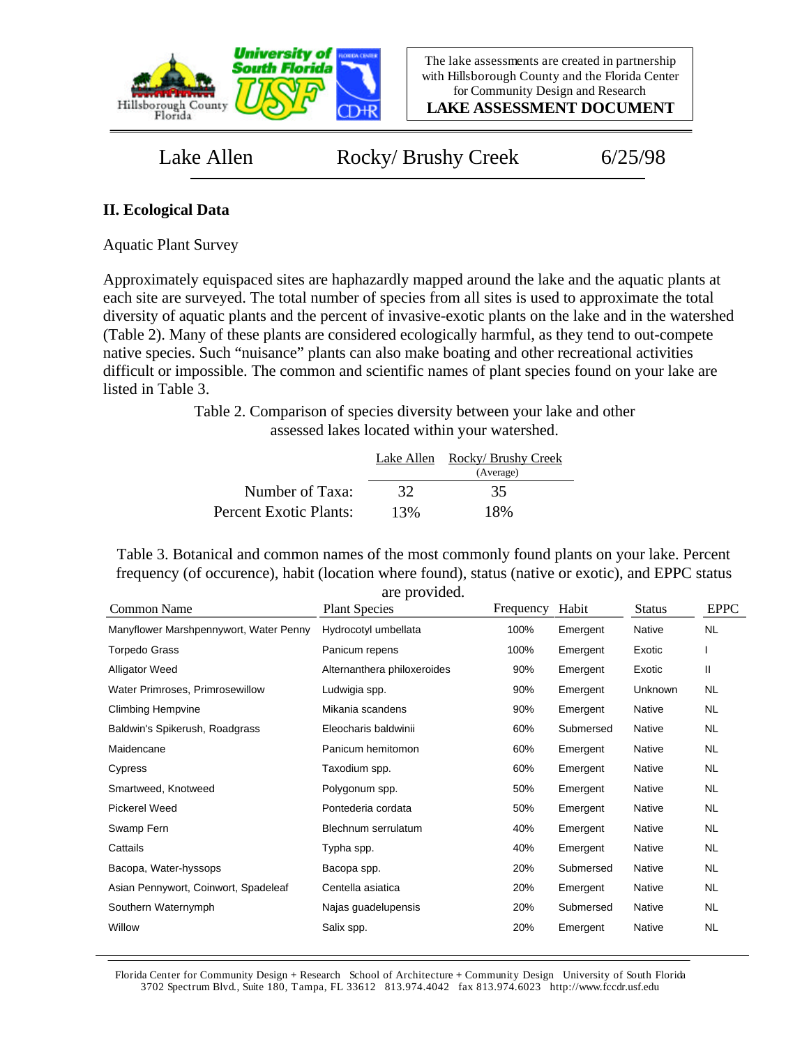Lake Allen | Rocky/ Brushy Creek | 6/25/98

## II. Ecological Data

Aquatic Plant Survey

Approximately equispaced sites are haphazardly mapped around the lake and the aquatic plants at each site are surveyed. The total number of species from all sites is used to approximate the total diversity of aquatic plants and the percent of invasive-exotic plants on the lake and in the watershed (Table 2). Many of these plants are considered ecologically harmful, as they tend to out-compete native species. Such "nuisance" plants can also make boating and other recreational activities difficult or impossible. The common and scientific names of plant species found on your lake are listed in Table 3.

Table 2. Comparison of species diversity between your lake and other assessed lakes located within your watershed.

| | Lake Allen | Rocky/ Brushy Creek (Average) |
|---|---|---|
| Number of Taxa: | 32 | 35 |
| Percent Exotic Plants: | 13% | 18% |

Table 3. Botanical and common names of the most commonly found plants on your lake. Percent frequency (of occurence), habit (location where found), status (native or exotic), and EPPC status are provided.

| Common Name | Plant Species | Frequency | Habit | Status | EPPC |
|---|---|---|---|---|---|
| Manyflower Marshpennywort, Water Penny | Hydrocotyl umbellata | 100% | Emergent | Native | NL |
| Torpedo Grass | Panicum repens | 100% | Emergent | Exotic | I |
| Alligator Weed | Alternanthera philoxeroides | 90% | Emergent | Exotic | II |
| Water Primroses, Primrosewillow | Ludwigia spp. | 90% | Emergent | Unknown | NL |
| Climbing Hempvine | Mikania scandens | 90% | Emergent | Native | NL |
| Baldwin's Spikerush, Roadgrass | Eleocharis baldwinii | 60% | Submersed | Native | NL |
| Maidencane | Panicum hemitomon | 60% | Emergent | Native | NL |
| Cypress | Taxodium spp. | 60% | Emergent | Native | NL |
| Smartweed, Knotweed | Polygonum spp. | 50% | Emergent | Native | NL |
| Pickerel Weed | Pontederia cordata | 50% | Emergent | Native | NL |
| Swamp Fern | Blechnum serrulatum | 40% | Emergent | Native | NL |
| Cattails | Typha spp. | 40% | Emergent | Native | NL |
| Bacopa, Water-hyssops | Bacopa spp. | 20% | Submersed | Native | NL |
| Asian Pennywort, Coinwort, Spadeleaf | Centella asiatica | 20% | Emergent | Native | NL |
| Southern Waternymph | Najas guadelupensis | 20% | Submersed | Native | NL |
| Willow | Salix spp. | 20% | Emergent | Native | NL |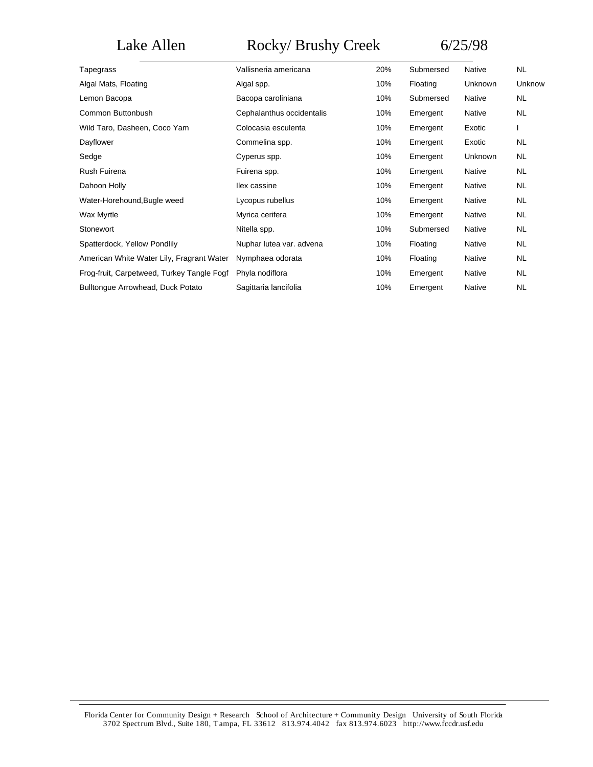Lake Allen Rocky/ Brushy Creek 6/25/98

| | | | | | |
|---|---|---|---|---|---|
| Tapegrass | Vallisneria americana | 20% | Submersed | Native | NL |
| Algal Mats, Floating | Algal spp. | 10% | Floating | Unknown | Unknow |
| Lemon Bacopa | Bacopa caroliniana | 10% | Submersed | Native | NL |
| Common Buttonbush | Cephalanthus occidentalis | 10% | Emergent | Native | NL |
| Wild Taro, Dasheen, Coco Yam | Colocasia esculenta | 10% | Emergent | Exotic | I |
| Dayflower | Commelina spp. | 10% | Emergent | Exotic | NL |
| Sedge | Cyperus spp. | 10% | Emergent | Unknown | NL |
| Rush Fuirena | Fuirena spp. | 10% | Emergent | Native | NL |
| Dahoon Holly | Ilex cassine | 10% | Emergent | Native | NL |
| Water-Horehound,Bugle weed | Lycopus rubellus | 10% | Emergent | Native | NL |
| Wax Myrtle | Myrica cerifera | 10% | Emergent | Native | NL |
| Stonewort | Nitella spp. | 10% | Submersed | Native | NL |
| Spatterdock, Yellow Pondlily | Nuphar lutea var. advena | 10% | Floating | Native | NL |
| American White Water Lily, Fragrant Water | Nymphaea odorata | 10% | Floating | Native | NL |
| Frog-fruit, Carpetweed, Turkey Tangle Fogf | Phyla nodiflora | 10% | Emergent | Native | NL |
| Bulltongue Arrowhead, Duck Potato | Sagittaria lancifolia | 10% | Emergent | Native | NL |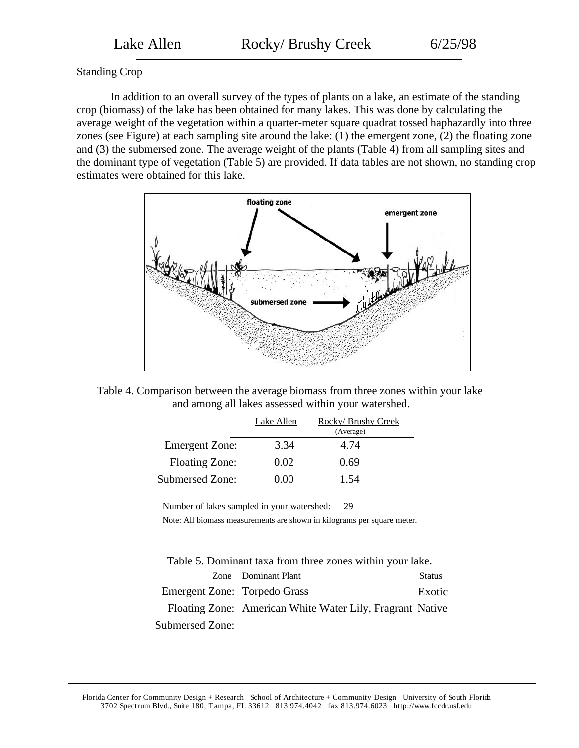Standing Crop

In addition to an overall survey of the types of plants on a lake, an estimate of the standing crop (biomass) of the lake has been obtained for many lakes. This was done by calculating the average weight of the vegetation within a quarter-meter square quadrat tossed haphazardly into three zones (see Figure) at each sampling site around the lake: (1) the emergent zone, (2) the floating zone and (3) the submersed zone. The average weight of the plants (Table 4) from all sampling sites and the dominant type of vegetation (Table 5) are provided. If data tables are not shown, no standing crop estimates were obtained for this lake.

floating zone

emergent zone

submersed zone

Table 4. Comparison between the average biomass from three zones within your lake and among all lakes assessed within your watershed.

| | Lake Allen | Rocky/ Brushy Creek (Average) |
|---|---|---|
| Emergent Zone: | 3.34 | 4.74 |
| Floating Zone: | 0.02 | 0.69 |
| Submersed Zone: | 0.00 | 1.54 |

Number of lakes sampled in your watershed: 29

Note: All biomass measurements are shown in kilograms per square meter.

Table 5. Dominant taxa from three zones within your lake.

| Zone | Dominant Plant | Status |
|---|---|---|
| Emergent Zone: | Torpedo Grass | Exotic |
| Floating Zone: | American White Water Lily, Fragrant | Native |
| Submersed Zone: | | |

Florida Center for Community Design + Research School of Architecture + Community Design University of South Florida
3702 Spectrum Blvd., Suite 180, Tampa, FL 33612 813.974.4042 fax 813.974.6023 http://www.fccdr.usf.edu